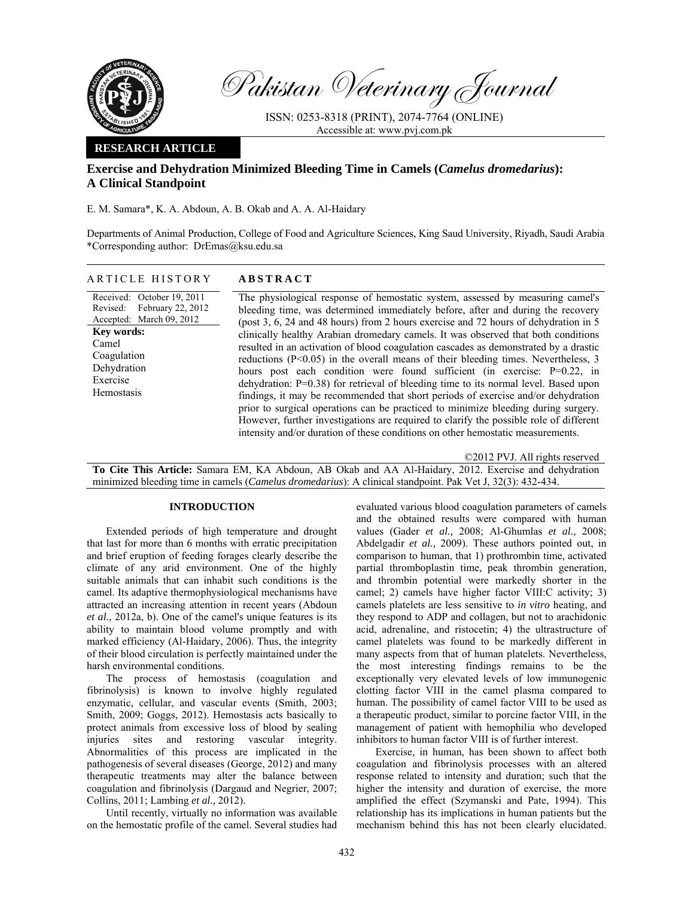Pakistan Veterinary Journal

ISSN: 0253-8318 (PRINT), 2074-7764 (ONLINE)
Accessible at: www.pvj.com.pk

**RESEARCH ARTICLE**

# Exercise and Dehydration Minimized Bleeding Time in Camels (*Camelus dromedarius*): A Clinical Standpoint

E. M. Samara*, K. A. Abdoun, A. B. Okab and A. A. Al-Haidary

Departments of Animal Production, College of Food and Agriculture Sciences, King Saud University, Riyadh, Saudi Arabia
*Corresponding author: DrEmas@ksu.edu.sa

## ARTICLE HISTORY

Received: October 19, 2011
Revised: February 22, 2012
Accepted: March 09, 2012

**Key words:**
Camel
Coagulation
Dehydration
Exercise
Hemostasis

## ABSTRACT

The physiological response of hemostatic system, assessed by measuring camel's bleeding time, was determined immediately before, after and during the recovery (post 3, 6, 24 and 48 hours) from 2 hours exercise and 72 hours of dehydration in 5 clinically healthy Arabian dromedary camels. It was observed that both conditions resulted in an activation of blood coagulation cascades as demonstrated by a drastic reductions ($P<0.05$) in the overall means of their bleeding times. Nevertheless, 3 hours post each condition were found sufficient (in exercise: $P=0.22$, in dehydration: $P=0.38$) for retrieval of bleeding time to its normal level. Based upon findings, it may be recommended that short periods of exercise and/or dehydration prior to surgical operations can be practiced to minimize bleeding during surgery. However, further investigations are required to clarify the possible role of different intensity and/or duration of these conditions on other hemostatic measurements.

©2012 PVJ. All rights reserved

**To Cite This Article:** Samara EM, KA Abdoun, AB Okab and AA Al-Haidary, 2012. Exercise and dehydration minimized bleeding time in camels (*Camelus dromedarius*): A clinical standpoint. Pak Vet J, 32(3): 432-434.

## INTRODUCTION

Extended periods of high temperature and drought that last for more than 6 months with erratic precipitation and brief eruption of feeding forages clearly describe the climate of any arid environment. One of the highly suitable animals that can inhabit such conditions is the camel. Its adaptive thermophysiological mechanisms have attracted an increasing attention in recent years (Abdoun *et al.,* 2012a, b). One of the camel's unique features is its ability to maintain blood volume promptly and with marked efficiency (Al-Haidary, 2006). Thus, the integrity of their blood circulation is perfectly maintained under the harsh environmental conditions.

The process of hemostasis (coagulation and fibrinolysis) is known to involve highly regulated enzymatic, cellular, and vascular events (Smith, 2003; Smith, 2009; Goggs, 2012). Hemostasis acts basically to protect animals from excessive loss of blood by sealing injuries sites and restoring vascular integrity. Abnormalities of this process are implicated in the pathogenesis of several diseases (George, 2012) and many therapeutic treatments may alter the balance between coagulation and fibrinolysis (Dargaud and Negrier, 2007; Collins, 2011; Lambing *et al.,* 2012).

Until recently, virtually no information was available on the hemostatic profile of the camel. Several studies had evaluated various blood coagulation parameters of camels and the obtained results were compared with human values (Gader *et al.,* 2008; Al-Ghumlas *et al.,* 2008; Abdelgadir *et al.,* 2009). These authors pointed out, in comparison to human, that 1) prothrombin time, activated partial thromboplastin time, peak thrombin generation, and thrombin potential were markedly shorter in the camel; 2) camels have higher factor VIII:C activity; 3) camels platelets are less sensitive to *in vitro* heating, and they respond to ADP and collagen, but not to arachidonic acid, adrenaline, and ristocetin; 4) the ultrastructure of camel platelets was found to be markedly different in many aspects from that of human platelets. Nevertheless, the most interesting findings remains to be the exceptionally very elevated levels of low immunogenic clotting factor VIII in the camel plasma compared to human. The possibility of camel factor VIII to be used as a therapeutic product, similar to porcine factor VIII, in the management of patient with hemophilia who developed inhibitors to human factor VIII is of further interest.

Exercise, in human, has been shown to affect both coagulation and fibrinolysis processes with an altered response related to intensity and duration; such that the higher the intensity and duration of exercise, the more amplified the effect (Szymanski and Pate, 1994). This relationship has its implications in human patients but the mechanism behind this has not been clearly elucidated.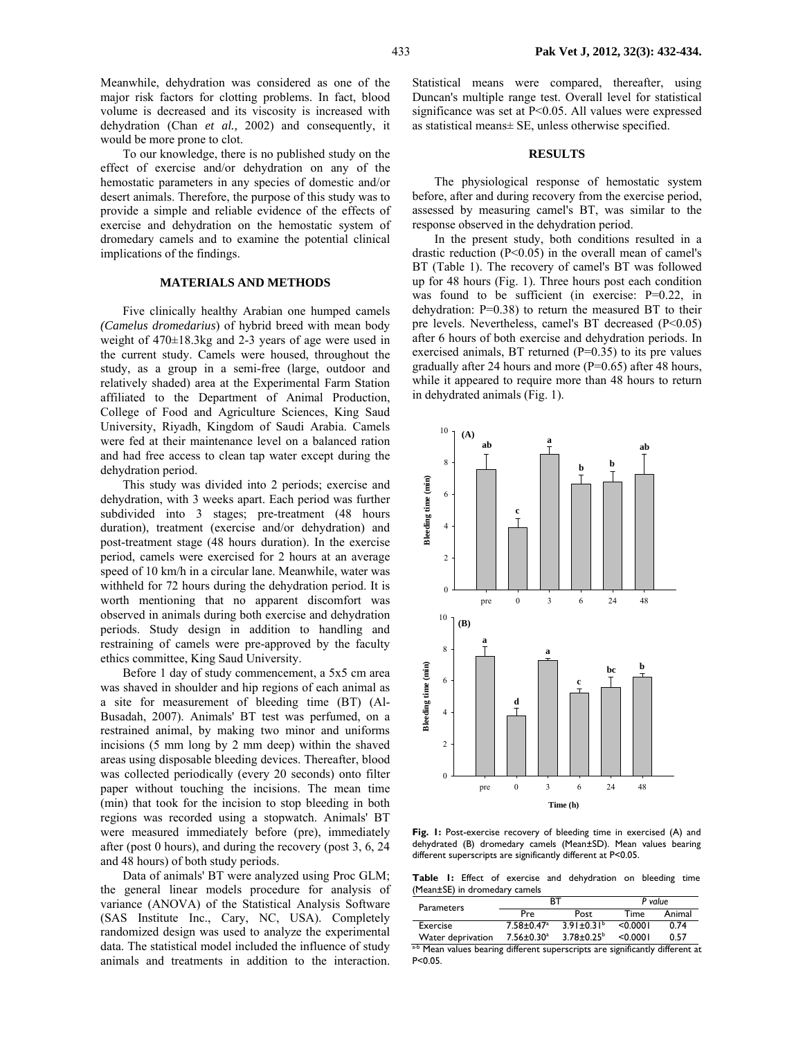Meanwhile, dehydration was considered as one of the major risk factors for clotting problems. In fact, blood volume is decreased and its viscosity is increased with dehydration (Chan *et al.,* 2002) and consequently, it would be more prone to clot.

To our knowledge, there is no published study on the effect of exercise and/or dehydration on any of the hemostatic parameters in any species of domestic and/or desert animals. Therefore, the purpose of this study was to provide a simple and reliable evidence of the effects of exercise and dehydration on the hemostatic system of dromedary camels and to examine the potential clinical implications of the findings.

## MATERIALS AND METHODS

Five clinically healthy Arabian one humped camels *(Camelus dromedarius*) of hybrid breed with mean body weight of 470±18.3kg and 2-3 years of age were used in the current study. Camels were housed, throughout the study, as a group in a semi-free (large, outdoor and relatively shaded) area at the Experimental Farm Station affiliated to the Department of Animal Production, College of Food and Agriculture Sciences, King Saud University, Riyadh, Kingdom of Saudi Arabia. Camels were fed at their maintenance level on a balanced ration and had free access to clean tap water except during the dehydration period.

This study was divided into 2 periods; exercise and dehydration, with 3 weeks apart. Each period was further subdivided into 3 stages; pre-treatment (48 hours duration), treatment (exercise and/or dehydration) and post-treatment stage (48 hours duration). In the exercise period, camels were exercised for 2 hours at an average speed of 10 km/h in a circular lane. Meanwhile, water was withheld for 72 hours during the dehydration period. It is worth mentioning that no apparent discomfort was observed in animals during both exercise and dehydration periods. Study design in addition to handling and restraining of camels were pre-approved by the faculty ethics committee, King Saud University.

Before 1 day of study commencement, a 5x5 cm area was shaved in shoulder and hip regions of each animal as a site for measurement of bleeding time (BT) (Al-Busadah, 2007). Animals' BT test was perfumed, on a restrained animal, by making two minor and uniforms incisions (5 mm long by 2 mm deep) within the shaved areas using disposable bleeding devices. Thereafter, blood was collected periodically (every 20 seconds) onto filter paper without touching the incisions. The mean time (min) that took for the incision to stop bleeding in both regions was recorded using a stopwatch. Animals' BT were measured immediately before (pre), immediately after (post 0 hours), and during the recovery (post 3, 6, 24 and 48 hours) of both study periods.

Data of animals' BT were analyzed using Proc GLM; the general linear models procedure for analysis of variance (ANOVA) of the Statistical Analysis Software (SAS Institute Inc., Cary, NC, USA). Completely randomized design was used to analyze the experimental data. The statistical model included the influence of study animals and treatments in addition to the interaction. Statistical means were compared, thereafter, using Duncan's multiple range test. Overall level for statistical significance was set at P<0.05. All values were expressed as statistical means± SE, unless otherwise specified.

## RESULTS

The physiological response of hemostatic system before, after and during recovery from the exercise period, assessed by measuring camel's BT, was similar to the response observed in the dehydration period.

In the present study, both conditions resulted in a drastic reduction (P<0.05) in the overall mean of camel's BT (Table 1). The recovery of camel's BT was followed up for 48 hours (Fig. 1). Three hours post each condition was found to be sufficient (in exercise: P=0.22, in dehydration: P=0.38) to return the measured BT to their pre levels. Nevertheless, camel's BT decreased (P<0.05) after 6 hours of both exercise and dehydration periods. In exercised animals, BT returned (P=0.35) to its pre values gradually after 24 hours and more (P=0.65) after 48 hours, while it appeared to require more than 48 hours to return in dehydrated animals (Fig. 1).

(A)
Bleeding time (min)
0 2 4 6 8 10
ab a b b c ab
pre 0 3 6 24 48

(B)
Bleeding time (min)
0 2 4 6 8 10
a d a c bc b
pre 0 3 6 24 48
Time (h)

**Fig. 1:** Post-exercise recovery of bleeding time in exercised (A) and dehydrated (B) dromedary camels (Mean±SD). Mean values bearing different superscripts are significantly different at P<0.05.

**Table 1:** Effect of exercise and dehydration on bleeding time (Mean±SE) in dromedary camels

| Parameters | BT | | *P value* | |
|---|---|---|---|---|
| | Pre | Post | Time | Animal |
| Exercise | 7.58±0.47[a] | 3.91±0.31[b] | <0.0001 | 0.74 |
| Water deprivation | 7.56±0.30[a] | 3.78±0.25[b] | <0.0001 | 0.57 |

[a-b] Mean values bearing different superscripts are significantly different at P<0.05.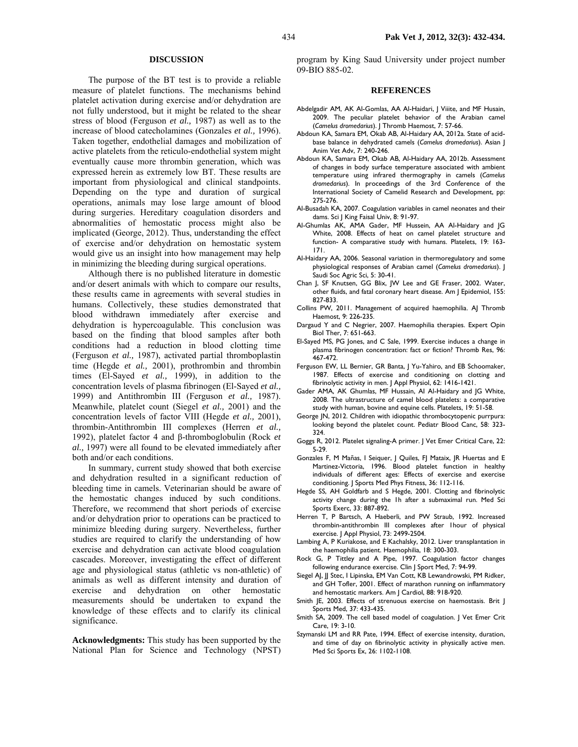## DISCUSSION

The purpose of the BT test is to provide a reliable measure of platelet functions. The mechanisms behind platelet activation during exercise and/or dehydration are not fully understood, but it might be related to the shear stress of blood (Ferguson *et al.,* 1987) as well as to the increase of blood catecholamines (Gonzales *et al.,* 1996). Taken together, endothelial damages and mobilization of active platelets from the reticulo-endothelial system might eventually cause more thrombin generation, which was expressed herein as extremely low BT. These results are important from physiological and clinical standpoints. Depending on the type and duration of surgical operations, animals may lose large amount of blood during surgeries. Hereditary coagulation disorders and abnormalities of hemostatic process might also be implicated (George, 2012). Thus, understanding the effect of exercise and/or dehydration on hemostatic system would give us an insight into how management may help in minimizing the bleeding during surgical operations.

Although there is no published literature in domestic and/or desert animals with which to compare our results, these results came in agreements with several studies in humans. Collectively, these studies demonstrated that blood withdrawn immediately after exercise and dehydration is hypercoagulable. This conclusion was based on the finding that blood samples after both conditions had a reduction in blood clotting time (Ferguson *et al.,* 1987), activated partial thromboplastin time (Hegde *et al.,* 2001), prothrombin and thrombin times (El-Sayed *et al.,* 1999), in addition to the concentration levels of plasma fibrinogen (El-Sayed *et al.,* 1999) and Antithrombin III (Ferguson *et al.,* 1987). Meanwhile, platelet count (Siegel *et al.,* 2001) and the concentration levels of factor VIII (Hegde *et al.,* 2001), thrombin-Antithrombin III complexes (Herren *et al.,* 1992), platelet factor 4 and β-thromboglobulin (Rock *et al.,* 1997) were all found to be elevated immediately after both and/or each conditions.

In summary, current study showed that both exercise and dehydration resulted in a significant reduction of bleeding time in camels. Veterinarian should be aware of the hemostatic changes induced by such conditions. Therefore, we recommend that short periods of exercise and/or dehydration prior to operations can be practiced to minimize bleeding during surgery. Nevertheless, further studies are required to clarify the understanding of how exercise and dehydration can activate blood coagulation cascades. Moreover, investigating the effect of different age and physiological status (athletic vs non-athletic) of animals as well as different intensity and duration of exercise and dehydration on other hemostatic measurements should be undertaken to expand the knowledge of these effects and to clarify its clinical significance.

**Acknowledgments:** This study has been supported by the National Plan for Science and Technology (NPST) program by King Saud University under project number 09-BIO 885-02.

## REFERENCES

Abdelgadir AM, AK Al-Gomlas, AA Al-Haidari, J Viiite, and MF Husain, 2009. The peculiar platelet behavior of the Arabian camel (*Camelus dromedarius*). J Thromb Haemost, 7: 57-66.

Abdoun KA, Samara EM, Okab AB, Al-Haidary AA, 2012a. State of acid-base balance in dehydrated camels (*Camelus dromedarius*). Asian J Anim Vet Adv, 7: 240-246.

Abdoun KA, Samara EM, Okab AB, Al-Haidary AA, 2012b. Assessment of changes in body surface temperature associated with ambient temperature using infrared thermography in camels (*Camelus dromedarius*). In proceedings of the 3rd Conference of the International Society of Camelid Research and Development, pp: 275-276.

Al-Busadah KA, 2007. Coagulation variables in camel neonates and their dams. Sci J King Faisal Univ, 8: 91-97.

Al-Ghumlas AK, AMA Gader, MF Hussein, AA Al-Haidary and JG White, 2008. Effects of heat on camel platelet structure and function- A comparative study with humans. Platelets, 19: 163-171.

Al-Haidary AA, 2006. Seasonal variation in thermoregulatory and some physiological responses of Arabian camel (*Camelus dromedarius*). J Saudi Soc Agric Sci, 5: 30-41.

Chan J, SF Knutsen, GG Blix, JW Lee and GE Fraser, 2002. Water, other fluids, and fatal coronary heart disease. Am J Epidemiol, 155: 827-833.

Collins PW, 2011. Management of acquired haemophilia. AJ Thromb Haemost, 9: 226-235.

Dargaud Y and C Negrier, 2007. Haemophilia therapies. Expert Opin Biol Ther, 7: 651-663.

El-Sayed MS, PG Jones, and C Sale, 1999. Exercise induces a change in plasma fibrinogen concentration: fact or fiction? Thromb Res, 96: 467-472.

Ferguson EW, LL Bernier, GR Banta, J Yu-Yahiro, and EB Schoomaker, 1987. Effects of exercise and conditioning on clotting and fibrinolytic activity in men. J Appl Physiol, 62: 1416-1421.

Gader AMA, AK Ghumlas, MF Hussain, AI Al-Haidary and JG White, 2008. The ultrastructure of camel blood platelets: a comparative study with human, bovine and equine cells. Platelets, 19: 51-58.

George JN, 2012. Children with idiopathic thrombocytopenic purrpura: looking beyond the platelet count. Pediatr Blood Canc, 58: 323-324.

Goggs R, 2012. Platelet signaling-A primer. J Vet Emer Critical Care, 22: 5-29.

Gonzales F, M Mañas, I Seiquer, J Quiles, FJ Mataix, JR Huertas and E Martinez-Victoria, 1996. Blood platelet function in healthy individuals of different ages: Effects of exercise and exercise conditioning. J Sports Med Phys Fitness, 36: 112-116.

Hegde SS, AH Goldfarb and S Hegde, 2001. Clotting and fibrinolytic activity change during the 1h after a submaximal run. Med Sci Sports Exerc, 33: 887-892.

Herren T, P Bartsch, A Haeberli, and PW Straub, 1992. Increased thrombin-antithrombin III complexes after 1hour of physical exercise. J Appl Physiol, 73: 2499-2504.

Lambing A, P Kuriakose, and E Kachalsky, 2012. Liver transplantation in the haemophilia patient. Haemophilia, 18: 300-303.

Rock G, P Tittley and A Pipe, 1997. Coagulation factor changes following endurance exercise. Clin J Sport Med, 7: 94-99.

Siegel AJ, JJ Stec, I Lipinska, EM Van Cott, KB Lewandrowski, PM Ridker, and GH Tofler, 2001. Effect of marathon running on inflammatory and hemostatic markers. Am J Cardiol, 88: 918-920.

Smith JE, 2003. Effects of strenuous exercise on haemostasis. Brit J Sports Med, 37: 433-435.

Smith SA, 2009. The cell based model of coagulation. J Vet Emer Crit Care, 19: 3-10.

Szymanski LM and RR Pate, 1994. Effect of exercise intensity, duration, and time of day on fibrinolytic activity in physically active men. Med Sci Sports Ex, 26: 1102-1108.